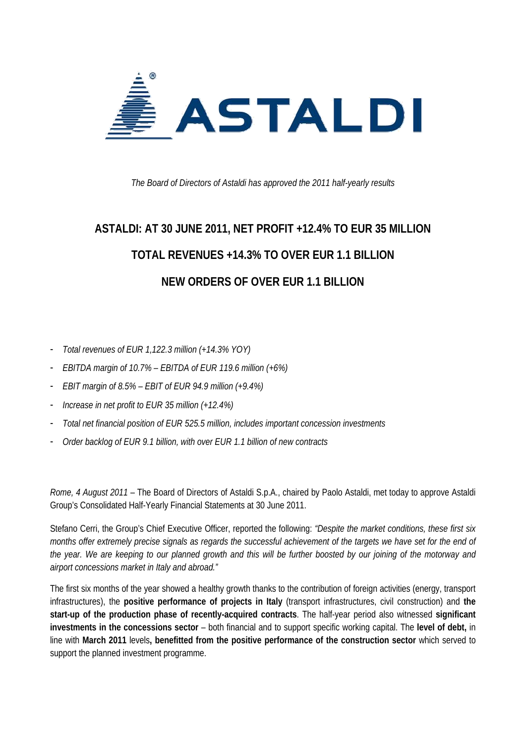ASTALDI

*The Board of Directors of Astaldi has approved the 2011 half-yearly results*

# ASTALDI: AT 30 JUNE 2011, NET PROFIT +12.4% TO EUR 35 MILLION

# TOTAL REVENUES +14.3% TO OVER EUR 1.1 BILLION

# NEW ORDERS OF OVER EUR 1.1 BILLION

- *Total revenues of EUR 1,122.3 million (+14.3% YOY)*
- *EBITDA margin of 10.7% – EBITDA of EUR 119.6 million (+6%)*
- *EBIT margin of 8.5% – EBIT of EUR 94.9 million (+9.4%)*
- *Increase in net profit to EUR 35 million (+12.4%)*
- *Total net financial position of EUR 525.5 million, includes important concession investments*
- *Order backlog of EUR 9.1 billion, with over EUR 1.1 billion of new contracts*

*Rome, 4 August 2011* – The Board of Directors of Astaldi S.p.A., chaired by Paolo Astaldi, met today to approve Astaldi Group's Consolidated Half-Yearly Financial Statements at 30 June 2011.

Stefano Cerri, the Group's Chief Executive Officer, reported the following: *"Despite the market conditions, these first six months offer extremely precise signals as regards the successful achievement of the targets we have set for the end of the year. We are keeping to our planned growth and this will be further boosted by our joining of the motorway and airport concessions market in Italy and abroad."*

The first six months of the year showed a healthy growth thanks to the contribution of foreign activities (energy, transport infrastructures), the **positive performance of projects in Italy** (transport infrastructures, civil construction) and **the start-up of the production phase of recently-acquired contracts**. The half-year period also witnessed **significant investments in the concessions sector** – both financial and to support specific working capital. The **level of debt,** in line with **March 2011** levels**, benefitted from the positive performance of the construction sector** which served to support the planned investment programme.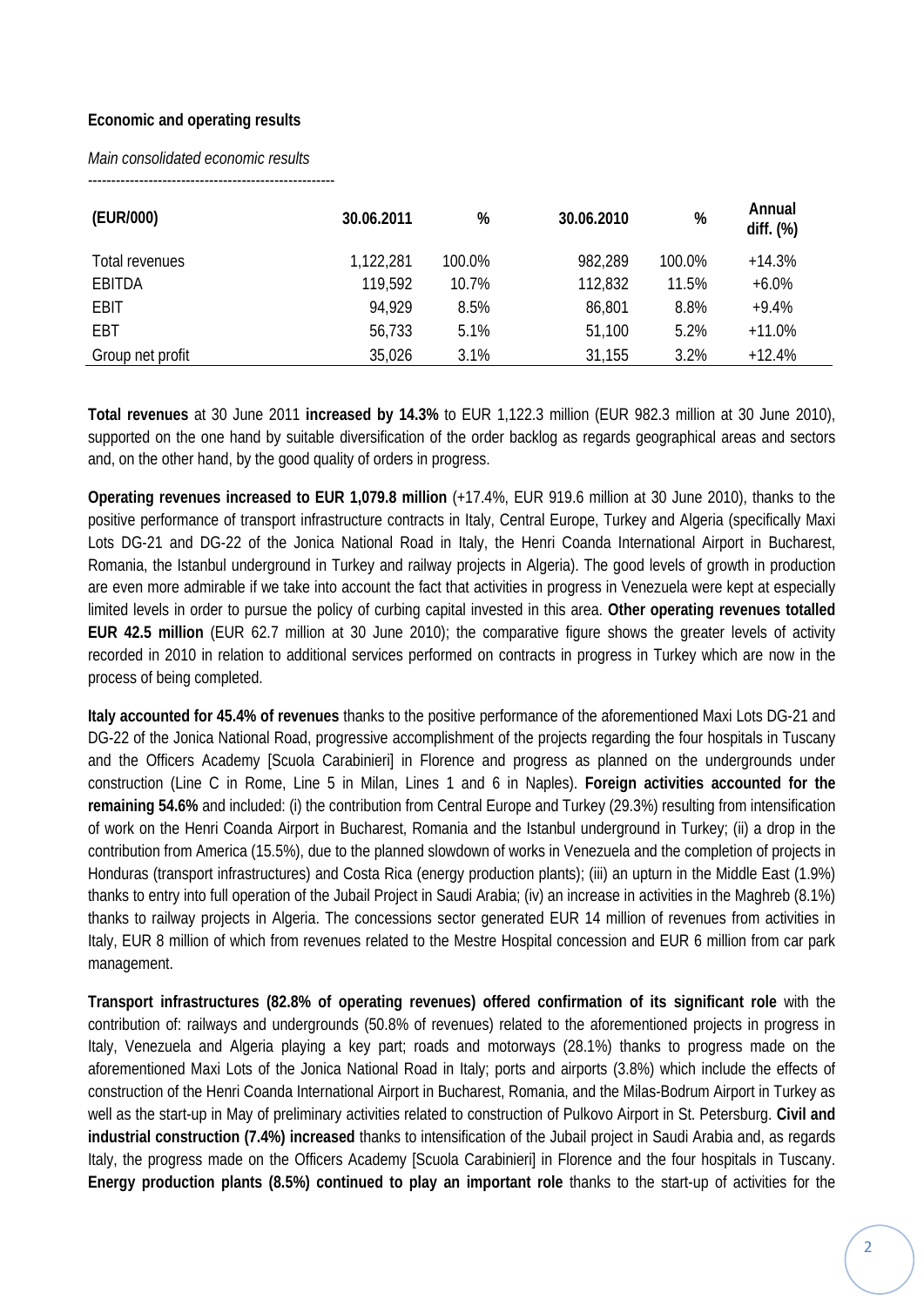**Economic and operating results**

*Main consolidated economic results*

-----------------------------------------------------

| (EUR/000) | 30.06.2011 | % | 30.06.2010 | % | Annual diff. (%) |
|---|---|---|---|---|---|
| Total revenues | 1,122,281 | 100.0% | 982,289 | 100.0% | +14.3% |
| EBITDA | 119,592 | 10.7% | 112,832 | 11.5% | +6.0% |
| EBIT | 94,929 | 8.5% | 86,801 | 8.8% | +9.4% |
| EBT | 56,733 | 5.1% | 51,100 | 5.2% | +11.0% |
| Group net profit | 35,026 | 3.1% | 31,155 | 3.2% | +12.4% |

**Total revenues** at 30 June 2011 **increased by 14.3%** to EUR 1,122.3 million (EUR 982.3 million at 30 June 2010), supported on the one hand by suitable diversification of the order backlog as regards geographical areas and sectors and, on the other hand, by the good quality of orders in progress.

**Operating revenues increased to EUR 1,079.8 million** (+17.4%, EUR 919.6 million at 30 June 2010), thanks to the positive performance of transport infrastructure contracts in Italy, Central Europe, Turkey and Algeria (specifically Maxi Lots DG-21 and DG-22 of the Jonica National Road in Italy, the Henri Coanda International Airport in Bucharest, Romania, the Istanbul underground in Turkey and railway projects in Algeria). The good levels of growth in production are even more admirable if we take into account the fact that activities in progress in Venezuela were kept at especially limited levels in order to pursue the policy of curbing capital invested in this area. **Other operating revenues totalled EUR 42.5 million** (EUR 62.7 million at 30 June 2010); the comparative figure shows the greater levels of activity recorded in 2010 in relation to additional services performed on contracts in progress in Turkey which are now in the process of being completed.

**Italy accounted for 45.4% of revenues** thanks to the positive performance of the aforementioned Maxi Lots DG-21 and DG-22 of the Jonica National Road, progressive accomplishment of the projects regarding the four hospitals in Tuscany and the Officers Academy [Scuola Carabinieri] in Florence and progress as planned on the undergrounds under construction (Line C in Rome, Line 5 in Milan, Lines 1 and 6 in Naples). **Foreign activities accounted for the remaining 54.6%** and included: (i) the contribution from Central Europe and Turkey (29.3%) resulting from intensification of work on the Henri Coanda Airport in Bucharest, Romania and the Istanbul underground in Turkey; (ii) a drop in the contribution from America (15.5%), due to the planned slowdown of works in Venezuela and the completion of projects in Honduras (transport infrastructures) and Costa Rica (energy production plants); (iii) an upturn in the Middle East (1.9%) thanks to entry into full operation of the Jubail Project in Saudi Arabia; (iv) an increase in activities in the Maghreb (8.1%) thanks to railway projects in Algeria. The concessions sector generated EUR 14 million of revenues from activities in Italy, EUR 8 million of which from revenues related to the Mestre Hospital concession and EUR 6 million from car park management.

**Transport infrastructures (82.8% of operating revenues) offered confirmation of its significant role** with the contribution of: railways and undergrounds (50.8% of revenues) related to the aforementioned projects in progress in Italy, Venezuela and Algeria playing a key part; roads and motorways (28.1%) thanks to progress made on the aforementioned Maxi Lots of the Jonica National Road in Italy; ports and airports (3.8%) which include the effects of construction of the Henri Coanda International Airport in Bucharest, Romania, and the Milas-Bodrum Airport in Turkey as well as the start-up in May of preliminary activities related to construction of Pulkovo Airport in St. Petersburg. **Civil and industrial construction (7.4%) increased** thanks to intensification of the Jubail project in Saudi Arabia and, as regards Italy, the progress made on the Officers Academy [Scuola Carabinieri] in Florence and the four hospitals in Tuscany. **Energy production plants (8.5%) continued to play an important role** thanks to the start-up of activities for the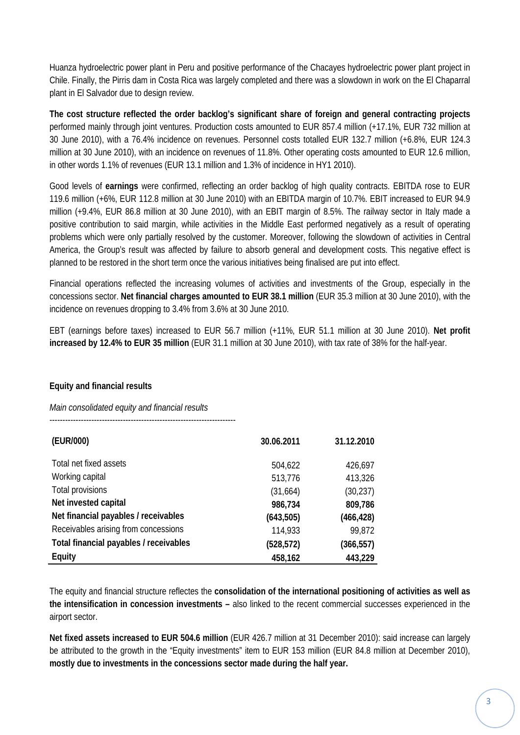Huanza hydroelectric power plant in Peru and positive performance of the Chacayes hydroelectric power plant project in Chile. Finally, the Pirris dam in Costa Rica was largely completed and there was a slowdown in work on the El Chaparral plant in El Salvador due to design review.

**The cost structure reflected the order backlog's significant share of foreign and general contracting projects** performed mainly through joint ventures. Production costs amounted to EUR 857.4 million (+17.1%, EUR 732 million at 30 June 2010), with a 76.4% incidence on revenues. Personnel costs totalled EUR 132.7 million (+6.8%, EUR 124.3 million at 30 June 2010), with an incidence on revenues of 11.8%. Other operating costs amounted to EUR 12.6 million, in other words 1.1% of revenues (EUR 13.1 million and 1.3% of incidence in HY1 2010).

Good levels of **earnings** were confirmed, reflecting an order backlog of high quality contracts. EBITDA rose to EUR 119.6 million (+6%, EUR 112.8 million at 30 June 2010) with an EBITDA margin of 10.7%. EBIT increased to EUR 94.9 million (+9.4%, EUR 86.8 million at 30 June 2010), with an EBIT margin of 8.5%. The railway sector in Italy made a positive contribution to said margin, while activities in the Middle East performed negatively as a result of operating problems which were only partially resolved by the customer. Moreover, following the slowdown of activities in Central America, the Group's result was affected by failure to absorb general and development costs. This negative effect is planned to be restored in the short term once the various initiatives being finalised are put into effect.

Financial operations reflected the increasing volumes of activities and investments of the Group, especially in the concessions sector. **Net financial charges amounted to EUR 38.1 million** (EUR 35.3 million at 30 June 2010), with the incidence on revenues dropping to 3.4% from 3.6% at 30 June 2010.

EBT (earnings before taxes) increased to EUR 56.7 million (+11%, EUR 51.1 million at 30 June 2010). **Net profit increased by 12.4% to EUR 35 million** (EUR 31.1 million at 30 June 2010), with tax rate of 38% for the half-year.

**Equity and financial results**

*Main consolidated equity and financial results*

| (EUR/000) | 30.06.2011 | 31.12.2010 |
|---|---|---|
| Total net fixed assets | 504,622 | 426,697 |
| Working capital | 513,776 | 413,326 |
| Total provisions | (31,664) | (30,237) |
| **Net invested capital** | **986,734** | **809,786** |
| **Net financial payables / receivables** | **(643,505)** | **(466,428)** |
| Receivables arising from concessions | 114,933 | 99,872 |
| **Total financial payables / receivables** | **(528,572)** | **(366,557)** |
| **Equity** | **458,162** | **443,229** |

The equity and financial structure reflectes the **consolidation of the international positioning of activities as well as the intensification in concession investments –** also linked to the recent commercial successes experienced in the airport sector.

**Net fixed assets increased to EUR 504.6 million** (EUR 426.7 million at 31 December 2010): said increase can largely be attributed to the growth in the "Equity investments" item to EUR 153 million (EUR 84.8 million at December 2010), **mostly due to investments in the concessions sector made during the half year.**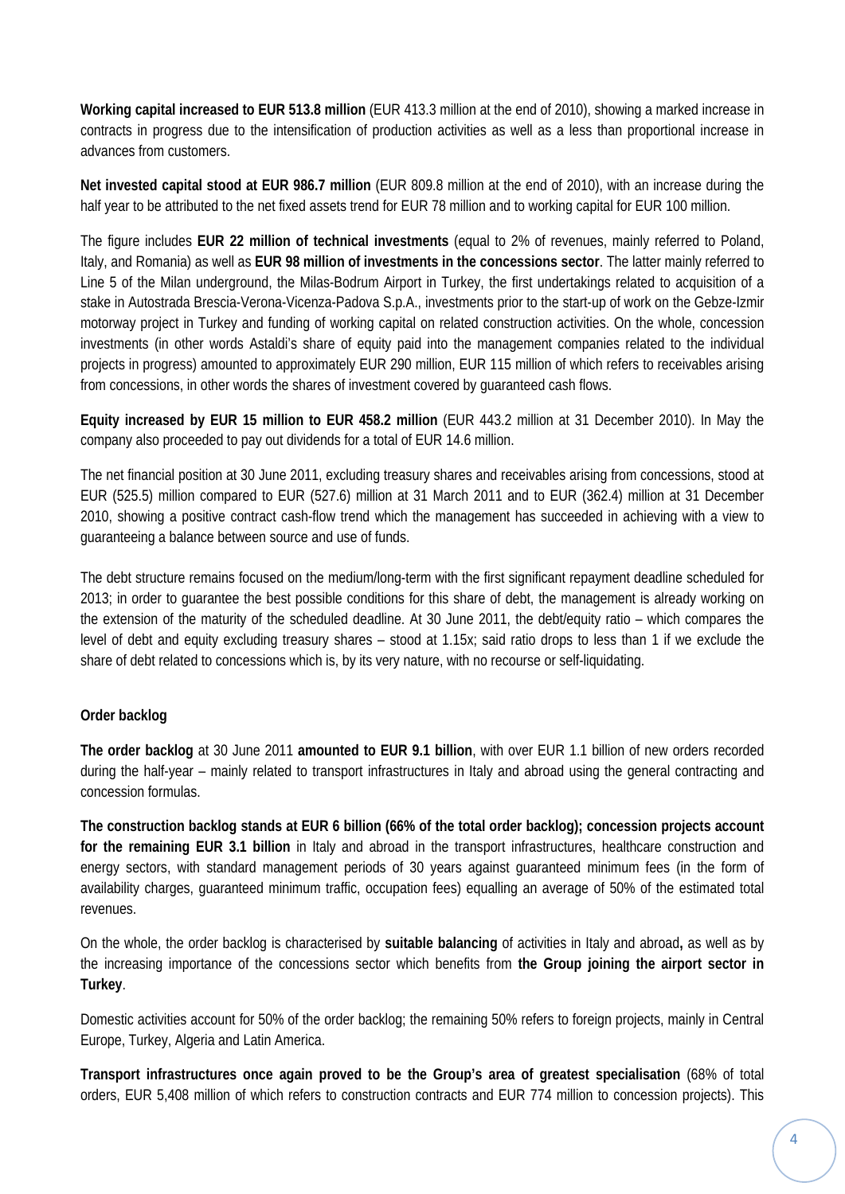**Working capital increased to EUR 513.8 million** (EUR 413.3 million at the end of 2010), showing a marked increase in contracts in progress due to the intensification of production activities as well as a less than proportional increase in advances from customers.

**Net invested capital stood at EUR 986.7 million** (EUR 809.8 million at the end of 2010), with an increase during the half year to be attributed to the net fixed assets trend for EUR 78 million and to working capital for EUR 100 million.

The figure includes **EUR 22 million of technical investments** (equal to 2% of revenues, mainly referred to Poland, Italy, and Romania) as well as **EUR 98 million of investments in the concessions sector**. The latter mainly referred to Line 5 of the Milan underground, the Milas-Bodrum Airport in Turkey, the first undertakings related to acquisition of a stake in Autostrada Brescia-Verona-Vicenza-Padova S.p.A., investments prior to the start-up of work on the Gebze-Izmir motorway project in Turkey and funding of working capital on related construction activities. On the whole, concession investments (in other words Astaldi's share of equity paid into the management companies related to the individual projects in progress) amounted to approximately EUR 290 million, EUR 115 million of which refers to receivables arising from concessions, in other words the shares of investment covered by guaranteed cash flows.

**Equity increased by EUR 15 million to EUR 458.2 million** (EUR 443.2 million at 31 December 2010). In May the company also proceeded to pay out dividends for a total of EUR 14.6 million.

The net financial position at 30 June 2011, excluding treasury shares and receivables arising from concessions, stood at EUR (525.5) million compared to EUR (527.6) million at 31 March 2011 and to EUR (362.4) million at 31 December 2010, showing a positive contract cash-flow trend which the management has succeeded in achieving with a view to guaranteeing a balance between source and use of funds.

The debt structure remains focused on the medium/long-term with the first significant repayment deadline scheduled for 2013; in order to guarantee the best possible conditions for this share of debt, the management is already working on the extension of the maturity of the scheduled deadline. At 30 June 2011, the debt/equity ratio – which compares the level of debt and equity excluding treasury shares – stood at 1.15x; said ratio drops to less than 1 if we exclude the share of debt related to concessions which is, by its very nature, with no recourse or self-liquidating.

**Order backlog**

**The order backlog** at 30 June 2011 **amounted to EUR 9.1 billion**, with over EUR 1.1 billion of new orders recorded during the half-year – mainly related to transport infrastructures in Italy and abroad using the general contracting and concession formulas.

**The construction backlog stands at EUR 6 billion (66% of the total order backlog); concession projects account for the remaining EUR 3.1 billion** in Italy and abroad in the transport infrastructures, healthcare construction and energy sectors, with standard management periods of 30 years against guaranteed minimum fees (in the form of availability charges, guaranteed minimum traffic, occupation fees) equalling an average of 50% of the estimated total revenues.

On the whole, the order backlog is characterised by **suitable balancing** of activities in Italy and abroad**,** as well as by the increasing importance of the concessions sector which benefits from **the Group joining the airport sector in Turkey**.

Domestic activities account for 50% of the order backlog; the remaining 50% refers to foreign projects, mainly in Central Europe, Turkey, Algeria and Latin America.

**Transport infrastructures once again proved to be the Group's area of greatest specialisation** (68% of total orders, EUR 5,408 million of which refers to construction contracts and EUR 774 million to concession projects). This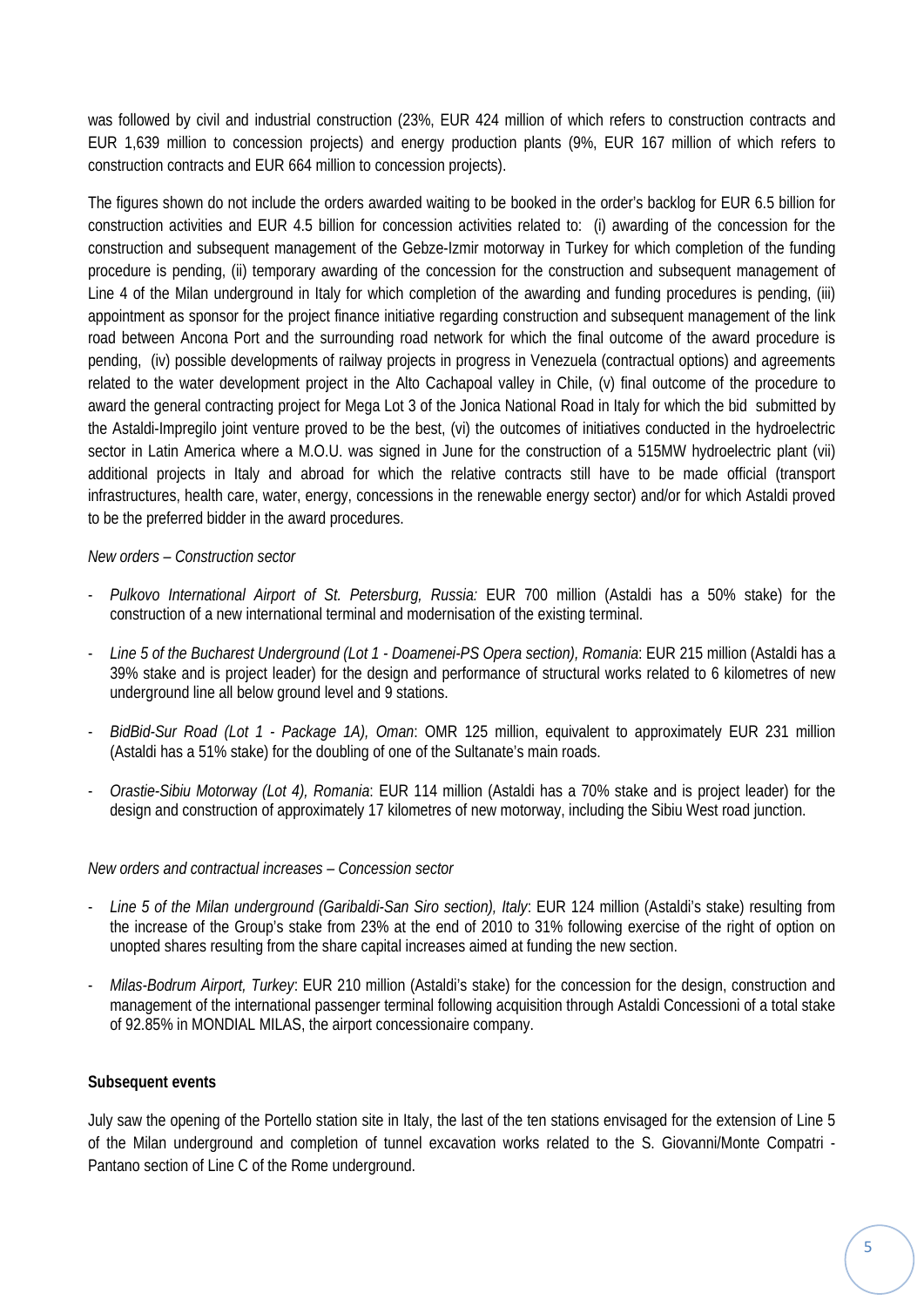was followed by civil and industrial construction (23%, EUR 424 million of which refers to construction contracts and EUR 1,639 million to concession projects) and energy production plants (9%, EUR 167 million of which refers to construction contracts and EUR 664 million to concession projects).

The figures shown do not include the orders awarded waiting to be booked in the order's backlog for EUR 6.5 billion for construction activities and EUR 4.5 billion for concession activities related to: (i) awarding of the concession for the construction and subsequent management of the Gebze-Izmir motorway in Turkey for which completion of the funding procedure is pending, (ii) temporary awarding of the concession for the construction and subsequent management of Line 4 of the Milan underground in Italy for which completion of the awarding and funding procedures is pending, (iii) appointment as sponsor for the project finance initiative regarding construction and subsequent management of the link road between Ancona Port and the surrounding road network for which the final outcome of the award procedure is pending, (iv) possible developments of railway projects in progress in Venezuela (contractual options) and agreements related to the water development project in the Alto Cachapoal valley in Chile, (v) final outcome of the procedure to award the general contracting project for Mega Lot 3 of the Jonica National Road in Italy for which the bid submitted by the Astaldi-Impregilo joint venture proved to be the best, (vi) the outcomes of initiatives conducted in the hydroelectric sector in Latin America where a M.O.U. was signed in June for the construction of a 515MW hydroelectric plant (vii) additional projects in Italy and abroad for which the relative contracts still have to be made official (transport infrastructures, health care, water, energy, concessions in the renewable energy sector) and/or for which Astaldi proved to be the preferred bidder in the award procedures.

*New orders – Construction sector*

- *Pulkovo International Airport of St. Petersburg, Russia:* EUR 700 million (Astaldi has a 50% stake) for the construction of a new international terminal and modernisation of the existing terminal.
- *Line 5 of the Bucharest Underground (Lot 1 - Doamenei-PS Opera section), Romania*: EUR 215 million (Astaldi has a 39% stake and is project leader) for the design and performance of structural works related to 6 kilometres of new underground line all below ground level and 9 stations.
- *BidBid-Sur Road (Lot 1 - Package 1A), Oman*: OMR 125 million, equivalent to approximately EUR 231 million (Astaldi has a 51% stake) for the doubling of one of the Sultanate's main roads.
- *Orastie-Sibiu Motorway (Lot 4), Romania*: EUR 114 million (Astaldi has a 70% stake and is project leader) for the design and construction of approximately 17 kilometres of new motorway, including the Sibiu West road junction.

*New orders and contractual increases – Concession sector*

- *Line 5 of the Milan underground (Garibaldi-San Siro section), Italy*: EUR 124 million (Astaldi's stake) resulting from the increase of the Group's stake from 23% at the end of 2010 to 31% following exercise of the right of option on unopted shares resulting from the share capital increases aimed at funding the new section.
- *Milas-Bodrum Airport, Turkey*: EUR 210 million (Astaldi's stake) for the concession for the design, construction and management of the international passenger terminal following acquisition through Astaldi Concessioni of a total stake of 92.85% in MONDIAL MILAS, the airport concessionaire company.

**Subsequent events**

July saw the opening of the Portello station site in Italy, the last of the ten stations envisaged for the extension of Line 5 of the Milan underground and completion of tunnel excavation works related to the S. Giovanni/Monte Compatri - Pantano section of Line C of the Rome underground.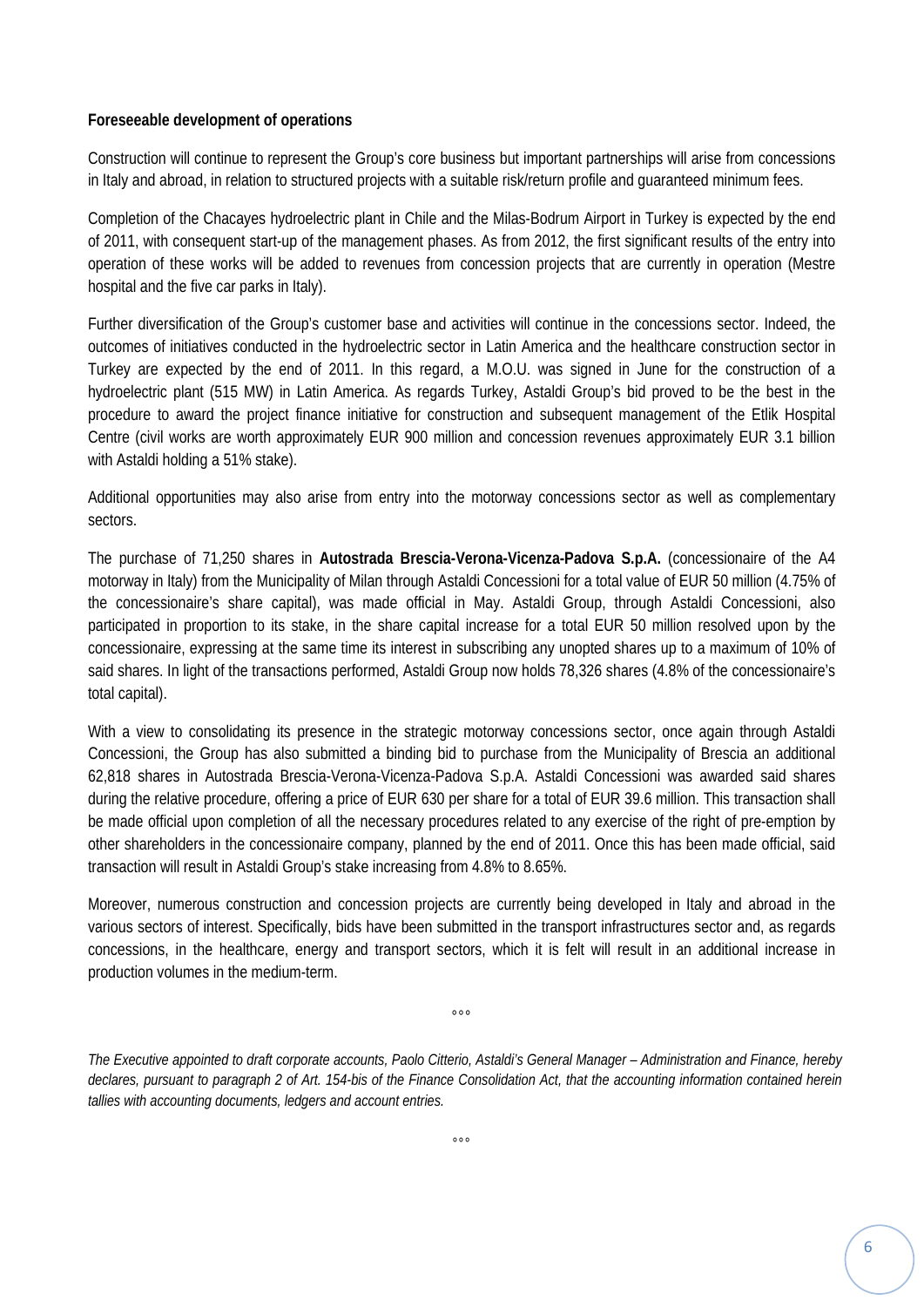**Foreseeable development of operations**

Construction will continue to represent the Group's core business but important partnerships will arise from concessions in Italy and abroad, in relation to structured projects with a suitable risk/return profile and guaranteed minimum fees.

Completion of the Chacayes hydroelectric plant in Chile and the Milas-Bodrum Airport in Turkey is expected by the end of 2011, with consequent start-up of the management phases. As from 2012, the first significant results of the entry into operation of these works will be added to revenues from concession projects that are currently in operation (Mestre hospital and the five car parks in Italy).

Further diversification of the Group's customer base and activities will continue in the concessions sector. Indeed, the outcomes of initiatives conducted in the hydroelectric sector in Latin America and the healthcare construction sector in Turkey are expected by the end of 2011. In this regard, a M.O.U. was signed in June for the construction of a hydroelectric plant (515 MW) in Latin America. As regards Turkey, Astaldi Group's bid proved to be the best in the procedure to award the project finance initiative for construction and subsequent management of the Etlik Hospital Centre (civil works are worth approximately EUR 900 million and concession revenues approximately EUR 3.1 billion with Astaldi holding a 51% stake).

Additional opportunities may also arise from entry into the motorway concessions sector as well as complementary sectors.

The purchase of 71,250 shares in **Autostrada Brescia-Verona-Vicenza-Padova S.p.A.** (concessionaire of the A4 motorway in Italy) from the Municipality of Milan through Astaldi Concessioni for a total value of EUR 50 million (4.75% of the concessionaire's share capital), was made official in May. Astaldi Group, through Astaldi Concessioni, also participated in proportion to its stake, in the share capital increase for a total EUR 50 million resolved upon by the concessionaire, expressing at the same time its interest in subscribing any unopted shares up to a maximum of 10% of said shares. In light of the transactions performed, Astaldi Group now holds 78,326 shares (4.8% of the concessionaire's total capital).

With a view to consolidating its presence in the strategic motorway concessions sector, once again through Astaldi Concessioni, the Group has also submitted a binding bid to purchase from the Municipality of Brescia an additional 62,818 shares in Autostrada Brescia-Verona-Vicenza-Padova S.p.A. Astaldi Concessioni was awarded said shares during the relative procedure, offering a price of EUR 630 per share for a total of EUR 39.6 million. This transaction shall be made official upon completion of all the necessary procedures related to any exercise of the right of pre-emption by other shareholders in the concessionaire company, planned by the end of 2011. Once this has been made official, said transaction will result in Astaldi Group's stake increasing from 4.8% to 8.65%.

Moreover, numerous construction and concession projects are currently being developed in Italy and abroad in the various sectors of interest. Specifically, bids have been submitted in the transport infrastructures sector and, as regards concessions, in the healthcare, energy and transport sectors, which it is felt will result in an additional increase in production volumes in the medium-term.

°°°

*The Executive appointed to draft corporate accounts, Paolo Citterio, Astaldi's General Manager – Administration and Finance, hereby declares, pursuant to paragraph 2 of Art. 154-bis of the Finance Consolidation Act, that the accounting information contained herein tallies with accounting documents, ledgers and account entries.*

°°°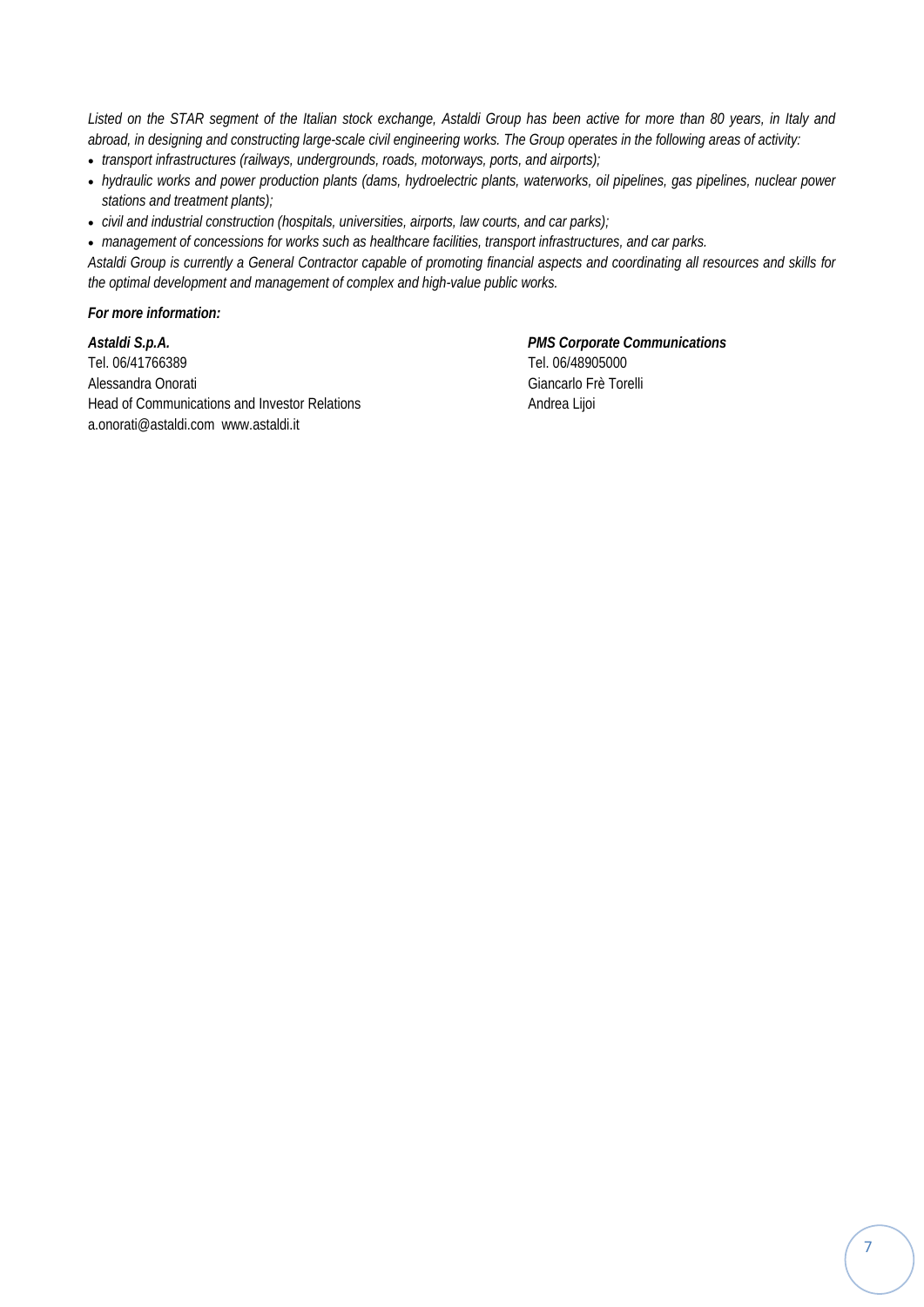*Listed on the STAR segment of the Italian stock exchange, Astaldi Group has been active for more than 80 years, in Italy and abroad, in designing and constructing large-scale civil engineering works. The Group operates in the following areas of activity:*

- *transport infrastructures (railways, undergrounds, roads, motorways, ports, and airports);*
- *hydraulic works and power production plants (dams, hydroelectric plants, waterworks, oil pipelines, gas pipelines, nuclear power stations and treatment plants);*
- *civil and industrial construction (hospitals, universities, airports, law courts, and car parks);*
- *management of concessions for works such as healthcare facilities, transport infrastructures, and car parks.*

*Astaldi Group is currently a General Contractor capable of promoting financial aspects and coordinating all resources and skills for the optimal development and management of complex and high-value public works.*

***For more information:***

***Astaldi S.p.A.***
Tel. 06/41766389
Alessandra Onorati
Head of Communications and Investor Relations
a.onorati@astaldi.com  www.astaldi.it

***PMS Corporate Communications***
Tel. 06/48905000
Giancarlo Frè Torelli
Andrea Lijoi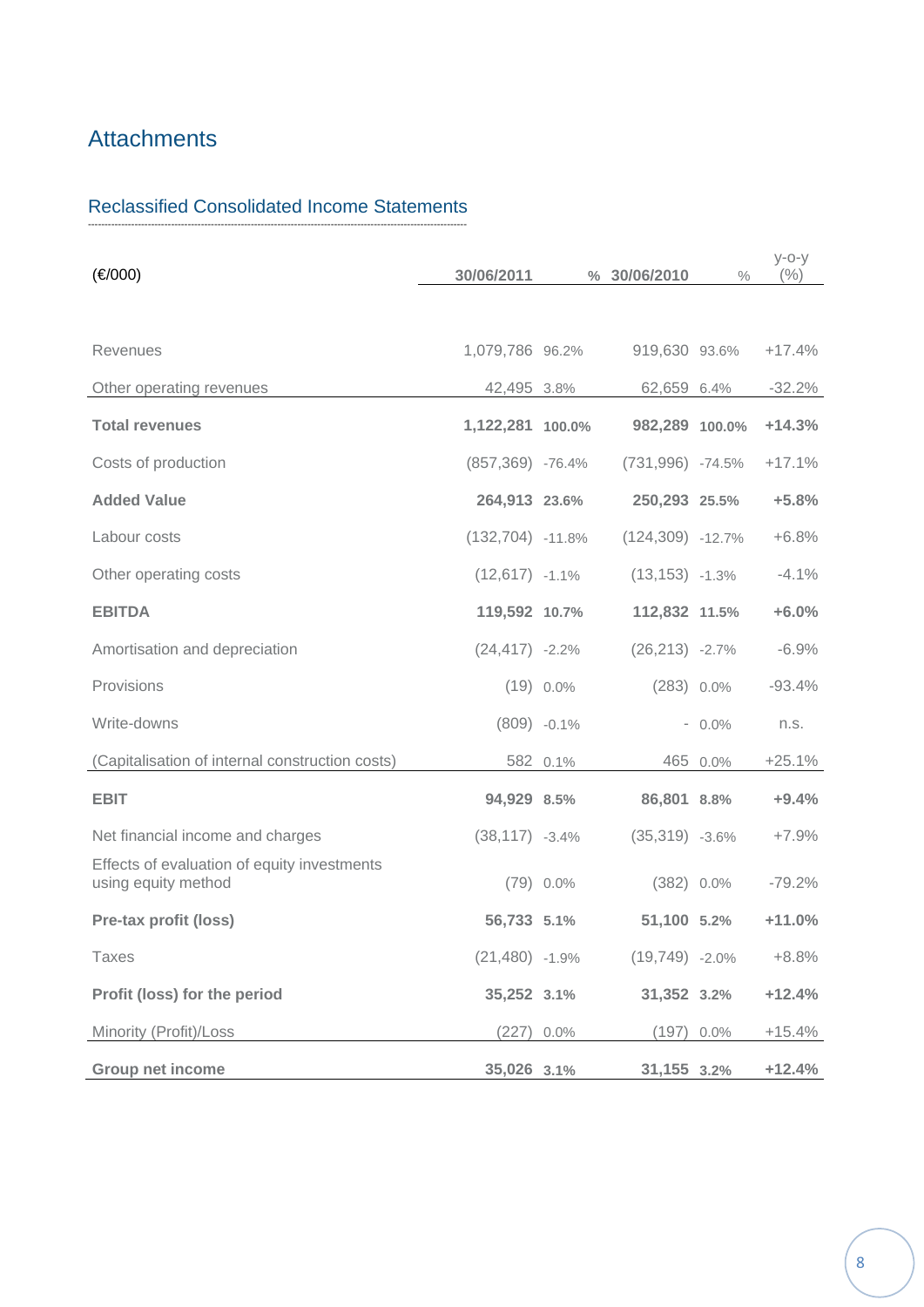# Attachments

## Reclassified Consolidated Income Statements

| (€/000) | 30/06/2011 | % | 30/06/2010 | % | y-o-y (%) |
|---|---|---|---|---|---|
| Revenues | 1,079,786 | 96.2% | 919,630 | 93.6% | +17.4% |
| Other operating revenues | 42,495 | 3.8% | 62,659 | 6.4% | -32.2% |
| **Total revenues** | **1,122,281** | **100.0%** | **982,289** | **100.0%** | **+14.3%** |
| Costs of production | (857,369) | -76.4% | (731,996) | -74.5% | +17.1% |
| **Added Value** | **264,913** | **23.6%** | **250,293** | **25.5%** | **+5.8%** |
| Labour costs | (132,704) | -11.8% | (124,309) | -12.7% | +6.8% |
| Other operating costs | (12,617) | -1.1% | (13,153) | -1.3% | -4.1% |
| **EBITDA** | **119,592** | **10.7%** | **112,832** | **11.5%** | **+6.0%** |
| Amortisation and depreciation | (24,417) | -2.2% | (26,213) | -2.7% | -6.9% |
| Provisions | (19) | 0.0% | (283) | 0.0% | -93.4% |
| Write-downs | (809) | -0.1% | - | 0.0% | n.s. |
| (Capitalisation of internal construction costs) | 582 | 0.1% | 465 | 0.0% | +25.1% |
| **EBIT** | **94,929** | **8.5%** | **86,801** | **8.8%** | **+9.4%** |
| Net financial income and charges | (38,117) | -3.4% | (35,319) | -3.6% | +7.9% |
| Effects of evaluation of equity investments using equity method | (79) | 0.0% | (382) | 0.0% | -79.2% |
| **Pre-tax profit (loss)** | **56,733** | **5.1%** | **51,100** | **5.2%** | **+11.0%** |
| Taxes | (21,480) | -1.9% | (19,749) | -2.0% | +8.8% |
| **Profit (loss) for the period** | **35,252** | **3.1%** | **31,352** | **3.2%** | **+12.4%** |
| Minority (Profit)/Loss | (227) | 0.0% | (197) | 0.0% | +15.4% |
| **Group net income** | **35,026** | **3.1%** | **31,155** | **3.2%** | **+12.4%** |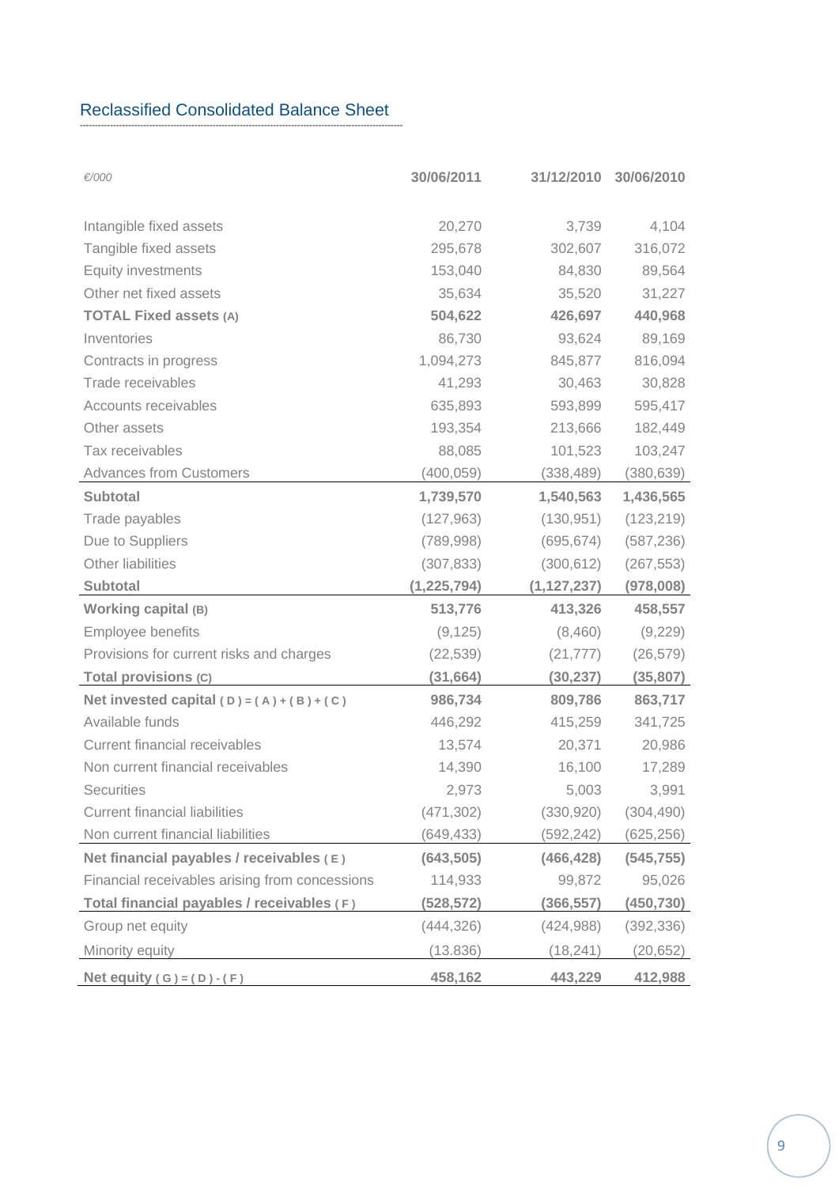## Reclassified Consolidated Balance Sheet

| *€/000* | 30/06/2011 | 31/12/2010 | 30/06/2010 |
|---|---|---|---|
| Intangible fixed assets | 20,270 | 3,739 | 4,104 |
| Tangible fixed assets | 295,678 | 302,607 | 316,072 |
| Equity investments | 153,040 | 84,830 | 89,564 |
| Other net fixed assets | 35,634 | 35,520 | 31,227 |
| **TOTAL Fixed assets (A)** | **504,622** | **426,697** | **440,968** |
| Inventories | 86,730 | 93,624 | 89,169 |
| Contracts in progress | 1,094,273 | 845,877 | 816,094 |
| Trade receivables | 41,293 | 30,463 | 30,828 |
| Accounts receivables | 635,893 | 593,899 | 595,417 |
| Other assets | 193,354 | 213,666 | 182,449 |
| Tax receivables | 88,085 | 101,523 | 103,247 |
| Advances from Customers | (400,059) | (338,489) | (380,639) |
| **Subtotal** | **1,739,570** | **1,540,563** | **1,436,565** |
| Trade payables | (127,963) | (130,951) | (123,219) |
| Due to Suppliers | (789,998) | (695,674) | (587,236) |
| Other liabilities | (307,833) | (300,612) | (267,553) |
| **Subtotal** | **(1,225,794)** | **(1,127,237)** | **(978,008)** |
| **Working capital (B)** | **513,776** | **413,326** | **458,557** |
| Employee benefits | (9,125) | (8,460) | (9,229) |
| Provisions for current risks and charges | (22,539) | (21,777) | (26,579) |
| **Total provisions (C)** | **(31,664)** | **(30,237)** | **(35,807)** |
| **Net invested capital ( D ) = ( A ) + ( B ) + ( C )** | **986,734** | **809,786** | **863,717** |
| Available funds | 446,292 | 415,259 | 341,725 |
| Current financial receivables | 13,574 | 20,371 | 20,986 |
| Non current financial receivables | 14,390 | 16,100 | 17,289 |
| Securities | 2,973 | 5,003 | 3,991 |
| Current financial liabilities | (471,302) | (330,920) | (304,490) |
| Non current financial liabilities | (649,433) | (592,242) | (625,256) |
| **Net financial payables / receivables ( E )** | **(643,505)** | **(466,428)** | **(545,755)** |
| Financial receivables arising from concessions | 114,933 | 99,872 | 95,026 |
| **Total financial payables / receivables ( F )** | **(528,572)** | **(366,557)** | **(450,730)** |
| Group net equity | (444,326) | (424,988) | (392,336) |
| Minority equity | (13.836) | (18,241) | (20,652) |
| **Net equity ( G ) = ( D ) - ( F )** | **458,162** | **443,229** | **412,988** |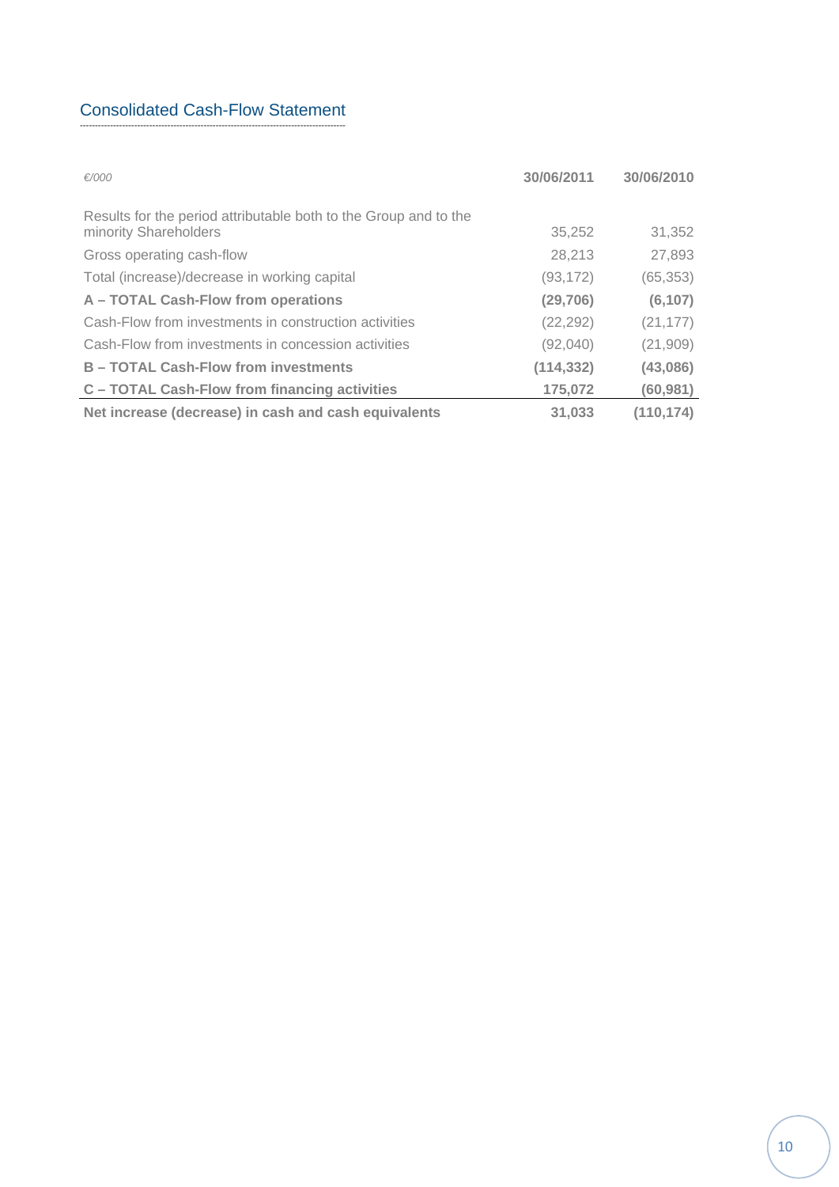## Consolidated Cash-Flow Statement

| *€/000* | 30/06/2011 | 30/06/2010 |
|---|---|---|
| Results for the period attributable both to the Group and to the minority Shareholders | 35,252 | 31,352 |
| Gross operating cash-flow | 28,213 | 27,893 |
| Total (increase)/decrease in working capital | (93,172) | (65,353) |
| **A – TOTAL Cash-Flow from operations** | **(29,706)** | **(6,107)** |
| Cash-Flow from investments in construction activities | (22,292) | (21,177) |
| Cash-Flow from investments in concession activities | (92,040) | (21,909) |
| **B – TOTAL Cash-Flow from investments** | **(114,332)** | **(43,086)** |
| **C – TOTAL Cash-Flow from financing activities** | **175,072** | **(60,981)** |
| **Net increase (decrease) in cash and cash equivalents** | **31,033** | **(110,174)** |